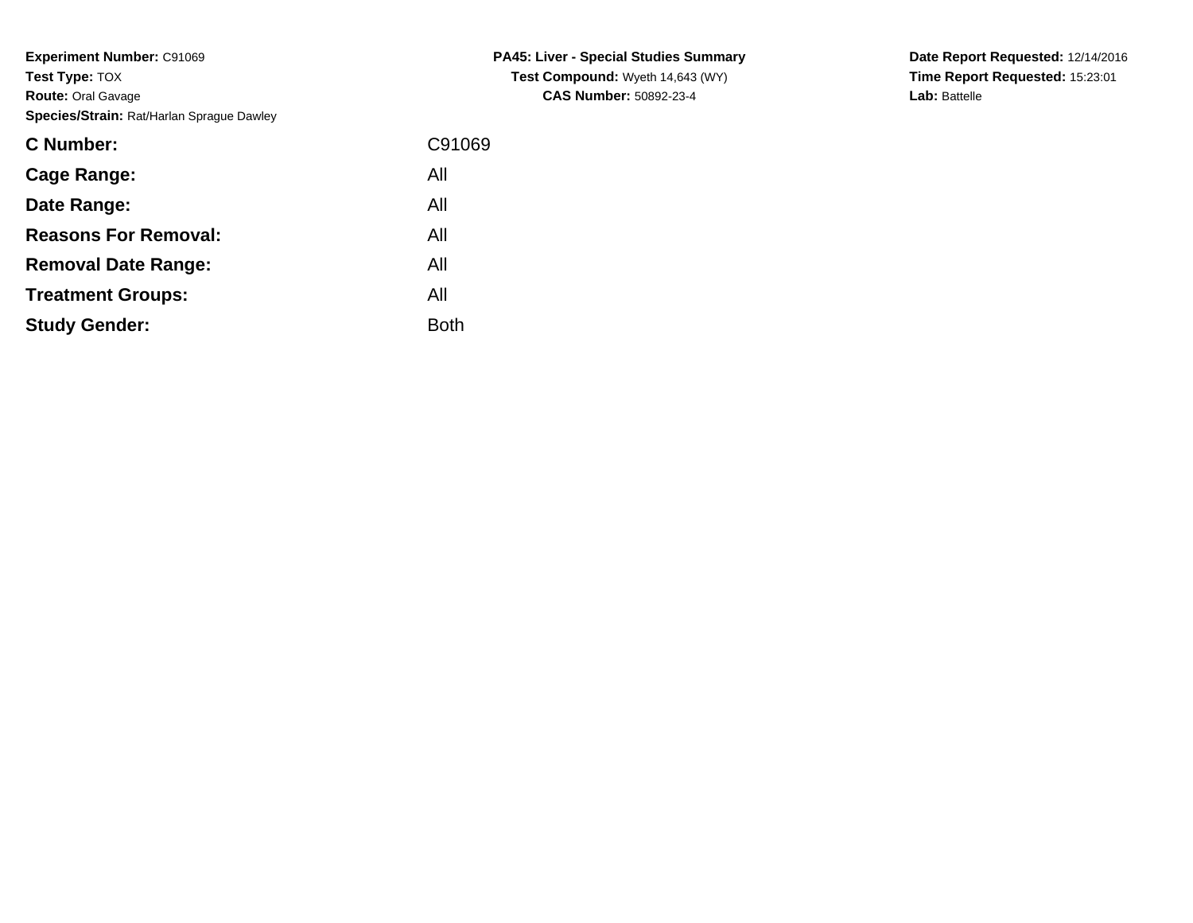**Experiment Number:** C91069
**Test Type:** TOX
**Route:** Oral Gavage
**Species/Strain:** Rat/Harlan Sprague Dawley

**PA45: Liver - Special Studies Summary**
**Test Compound:** Wyeth 14,643 (WY)
**CAS Number:** 50892-23-4

**Date Report Requested:** 12/14/2016
**Time Report Requested:** 15:23:01
**Lab:** Battelle

| | |
|---|---|
| **C Number:** | C91069 |
| **Cage Range:** | All |
| **Date Range:** | All |
| **Reasons For Removal:** | All |
| **Removal Date Range:** | All |
| **Treatment Groups:** | All |
| **Study Gender:** | Both |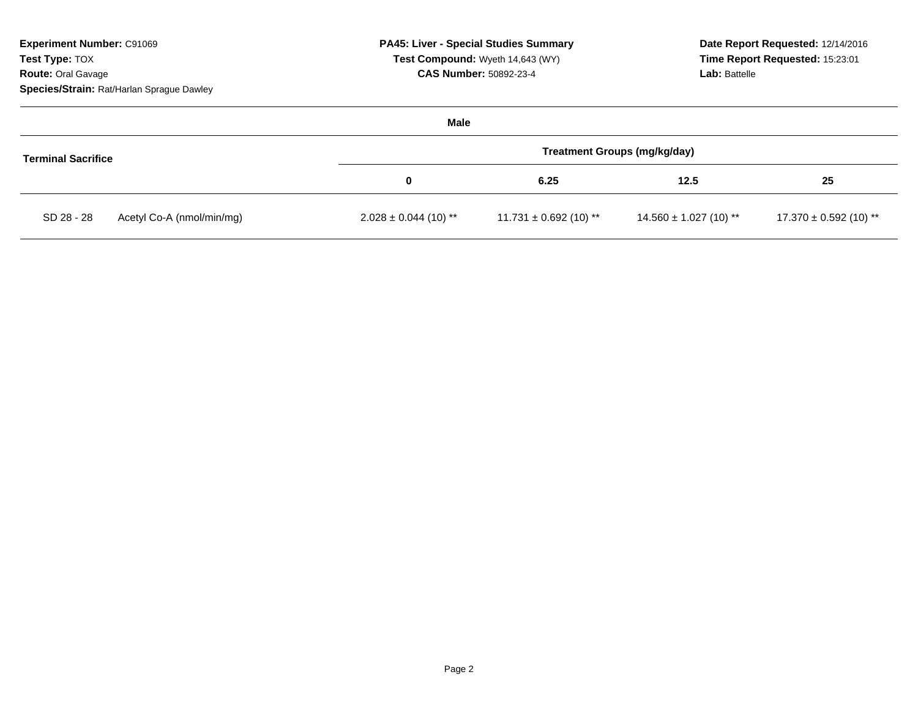**Experiment Number:** C91069
**Test Type:** TOX
**Route:** Oral Gavage
**Species/Strain:** Rat/Harlan Sprague Dawley

**PA45: Liver - Special Studies Summary**
**Test Compound:** Wyeth 14,643 (WY)
**CAS Number:** 50892-23-4

**Date Report Requested:** 12/14/2016
**Time Report Requested:** 15:23:01
**Lab:** Battelle

**Male**

| Terminal Sacrifice | | Treatment Groups (mg/kg/day) | | | |
|---|---|---|---|---|---|
| | | 0 | 6.25 | 12.5 | 25 |
| SD 28 - 28 | Acetyl Co-A (nmol/min/mg) | 2.028 ± 0.044 (10) ** | 11.731 ± 0.692 (10) ** | 14.560 ± 1.027 (10) ** | 17.370 ± 0.592 (10) ** |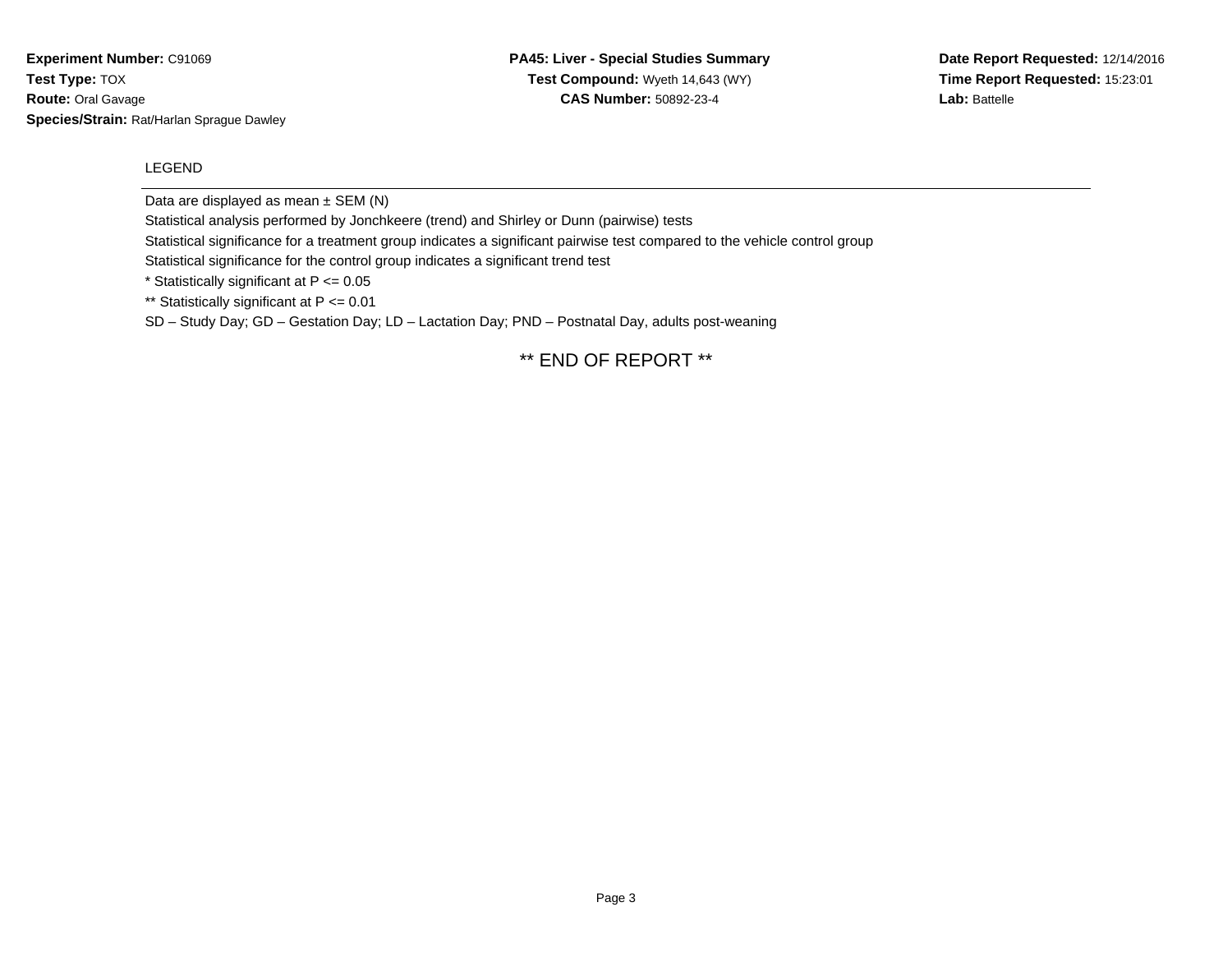**Experiment Number:** C91069
**Test Type:** TOX
**Route:** Oral Gavage
**Species/Strain:** Rat/Harlan Sprague Dawley

**PA45: Liver - Special Studies Summary**
**Test Compound:** Wyeth 14,643 (WY)
**CAS Number:** 50892-23-4

**Date Report Requested:** 12/14/2016
**Time Report Requested:** 15:23:01
**Lab:** Battelle

LEGEND

Data are displayed as mean ± SEM (N)

Statistical analysis performed by Jonchkeere (trend) and Shirley or Dunn (pairwise) tests

Statistical significance for a treatment group indicates a significant pairwise test compared to the vehicle control group

Statistical significance for the control group indicates a significant trend test

\* Statistically significant at P <= 0.05

\*\* Statistically significant at P <= 0.01

SD – Study Day; GD – Gestation Day; LD – Lactation Day; PND – Postnatal Day, adults post-weaning

** END OF REPORT **